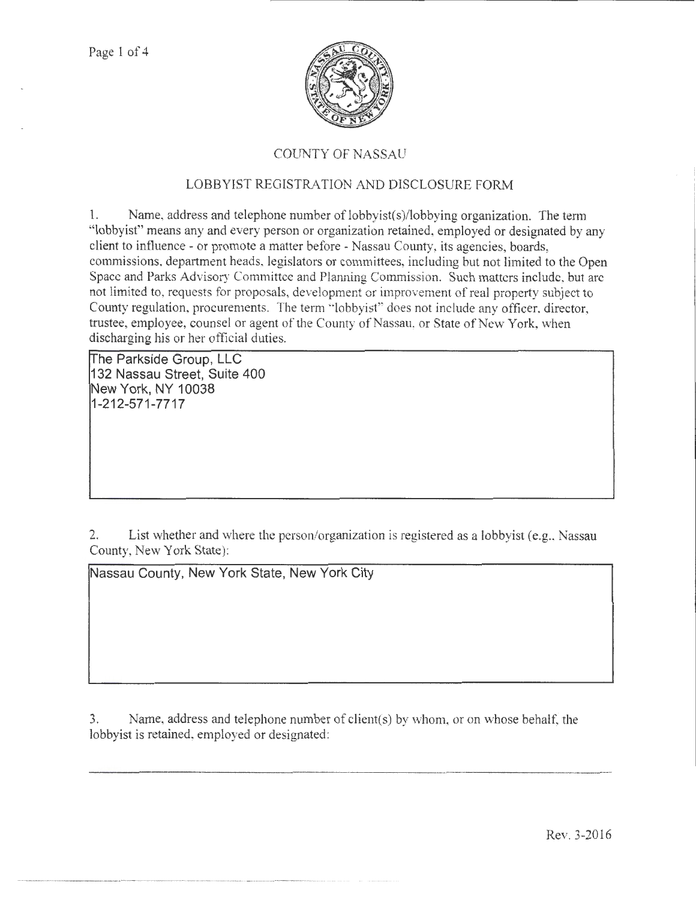# COUNTY OF NASSAU

## LOBBYIST REGISTRATION AND DISCLOSURE FORM

1. Name, address and telephone number of lobbyist(s)/lobbying organization. The term "lobbyist" means any and every person or organization retained, employed or designated by any client to influence - or promote a matter before - Nassau County, its agencies, boards, commissions, department heads, legislators or committees, including but not limited to the Open Space and Parks Advisory Committee and Planning Commission. Such matters include, but are not limited to, requests for proposals, development or improvement of real property subject to County regulation, procurements. The term "lobbyist" does not include any officer, director, trustee, employee, counsel or agent of the County of Nassau, or State of New York, when discharging his or her official duties.

The Parkside Group, LLC
132 Nassau Street, Suite 400
New York, NY 10038
1-212-571-7717

2. List whether and where the person/organization is registered as a lobbyist (e.g., Nassau County, New York State):

Nassau County, New York State, New York City

3. Name, address and telephone number of client(s) by whom, or on whose behalf, the lobbyist is retained, employed or designated:

Rev. 3-2016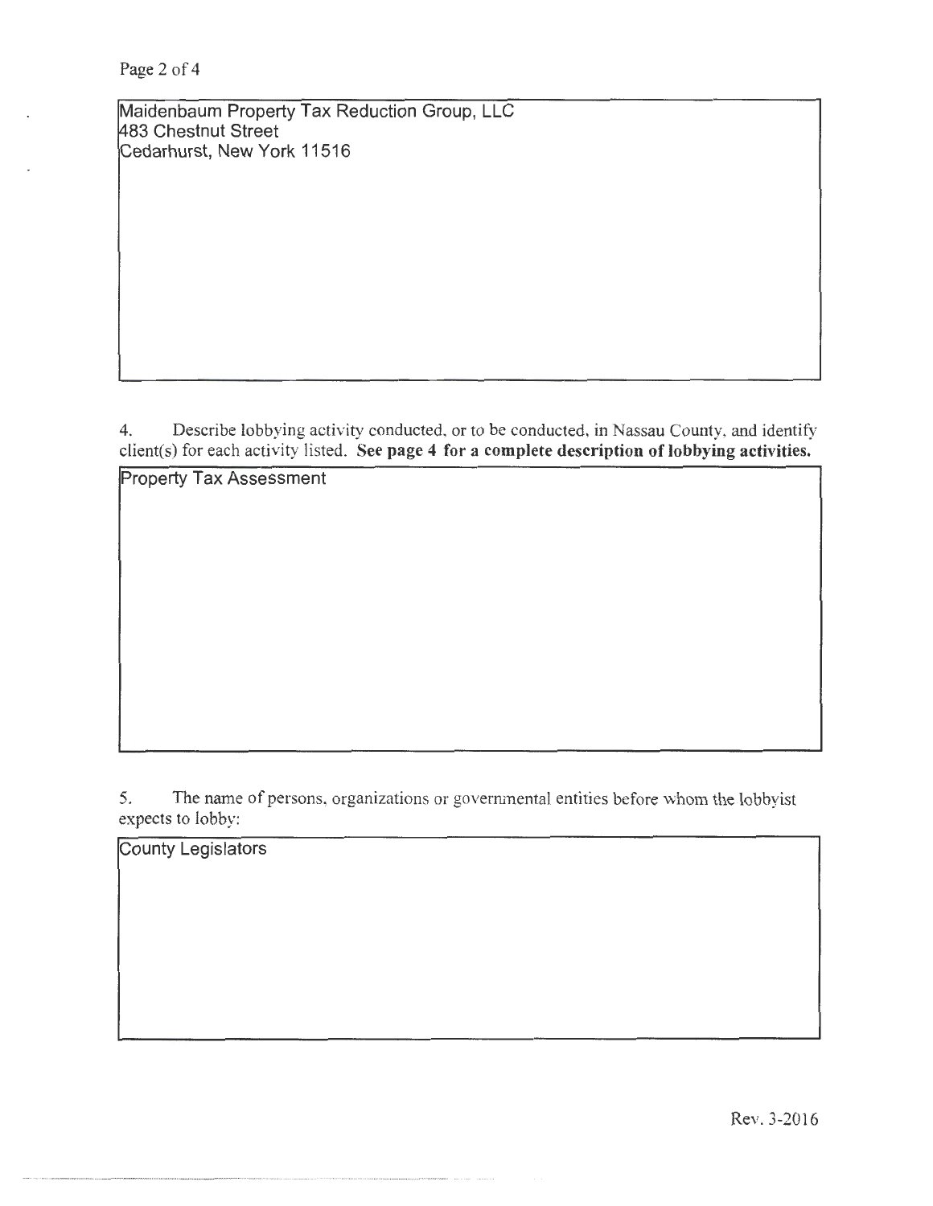Maidenbaum Property Tax Reduction Group, LLC
483 Chestnut Street
Cedarhurst, New York 11516

4. Describe lobbying activity conducted, or to be conducted, in Nassau County, and identify client(s) for each activity listed. **See page 4 for a complete description of lobbying activities.**

Property Tax Assessment

5. The name of persons, organizations or governmental entities before whom the lobbyist expects to lobby:

County Legislators

Rev. 3-2016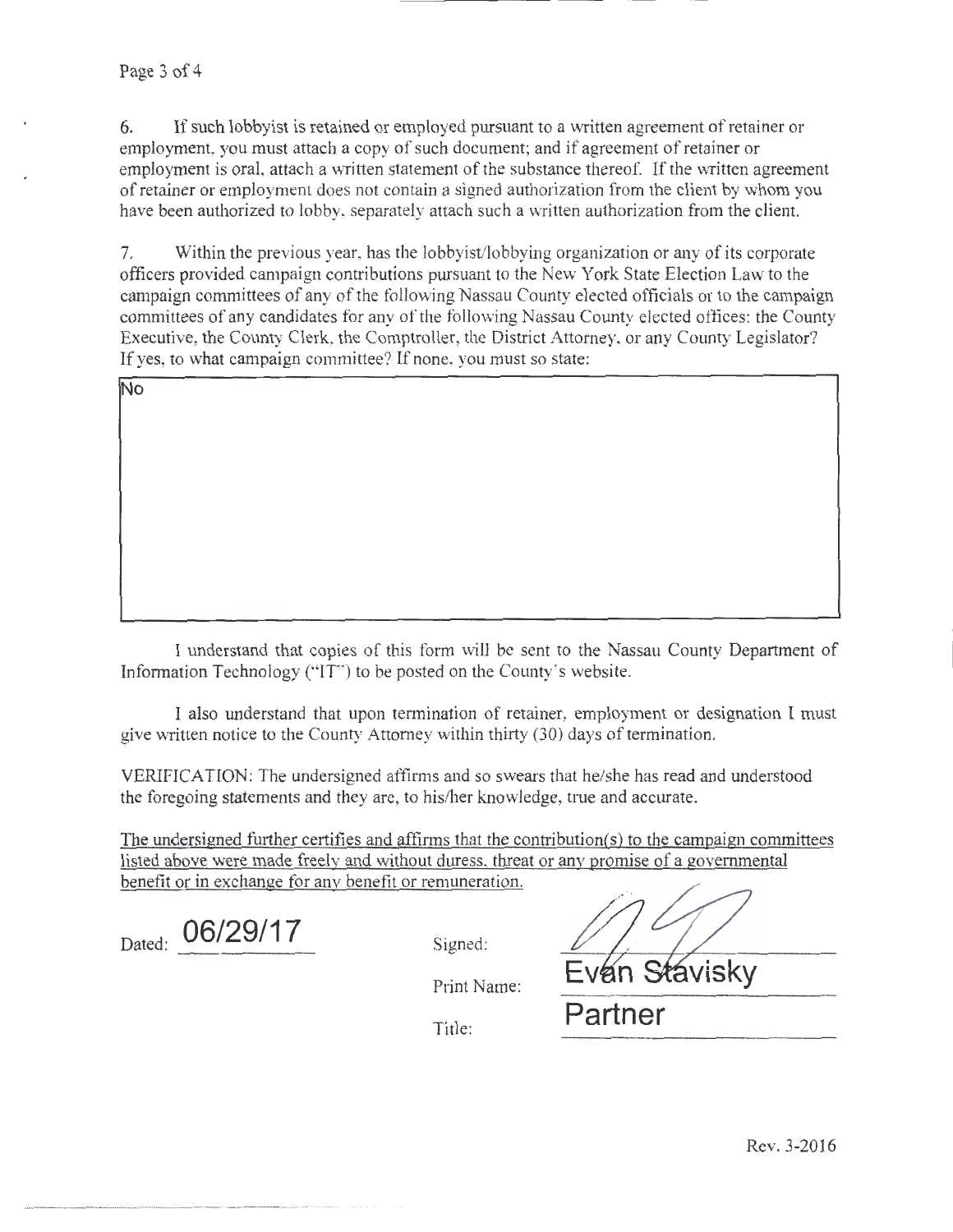6. If such lobbyist is retained or employed pursuant to a written agreement of retainer or employment, you must attach a copy of such document; and if agreement of retainer or employment is oral, attach a written statement of the substance thereof. If the written agreement of retainer or employment does not contain a signed authorization from the client by whom you have been authorized to lobby, separately attach such a written authorization from the client.

7. Within the previous year, has the lobbyist/lobbying organization or any of its corporate officers provided campaign contributions pursuant to the New York State Election Law to the campaign committees of any of the following Nassau County elected officials or to the campaign committees of any candidates for any of the following Nassau County elected offices: the County Executive, the County Clerk, the Comptroller, the District Attorney, or any County Legislator? If yes, to what campaign committee? If none, you must so state:

No

I understand that copies of this form will be sent to the Nassau County Department of Information Technology ("IT") to be posted on the County's website.

I also understand that upon termination of retainer, employment or designation I must give written notice to the County Attorney within thirty (30) days of termination.

VERIFICATION: The undersigned affirms and so swears that he/she has read and understood the foregoing statements and they are, to his/her knowledge, true and accurate.

The undersigned further certifies and affirms that the contribution(s) to the campaign committees listed above were made freely and without duress, threat or any promise of a governmental benefit or in exchange for any benefit or remuneration.

Dated: 06/29/17

Signed:

Print Name: Evan Stavisky

Title: Partner

Rev. 3-2016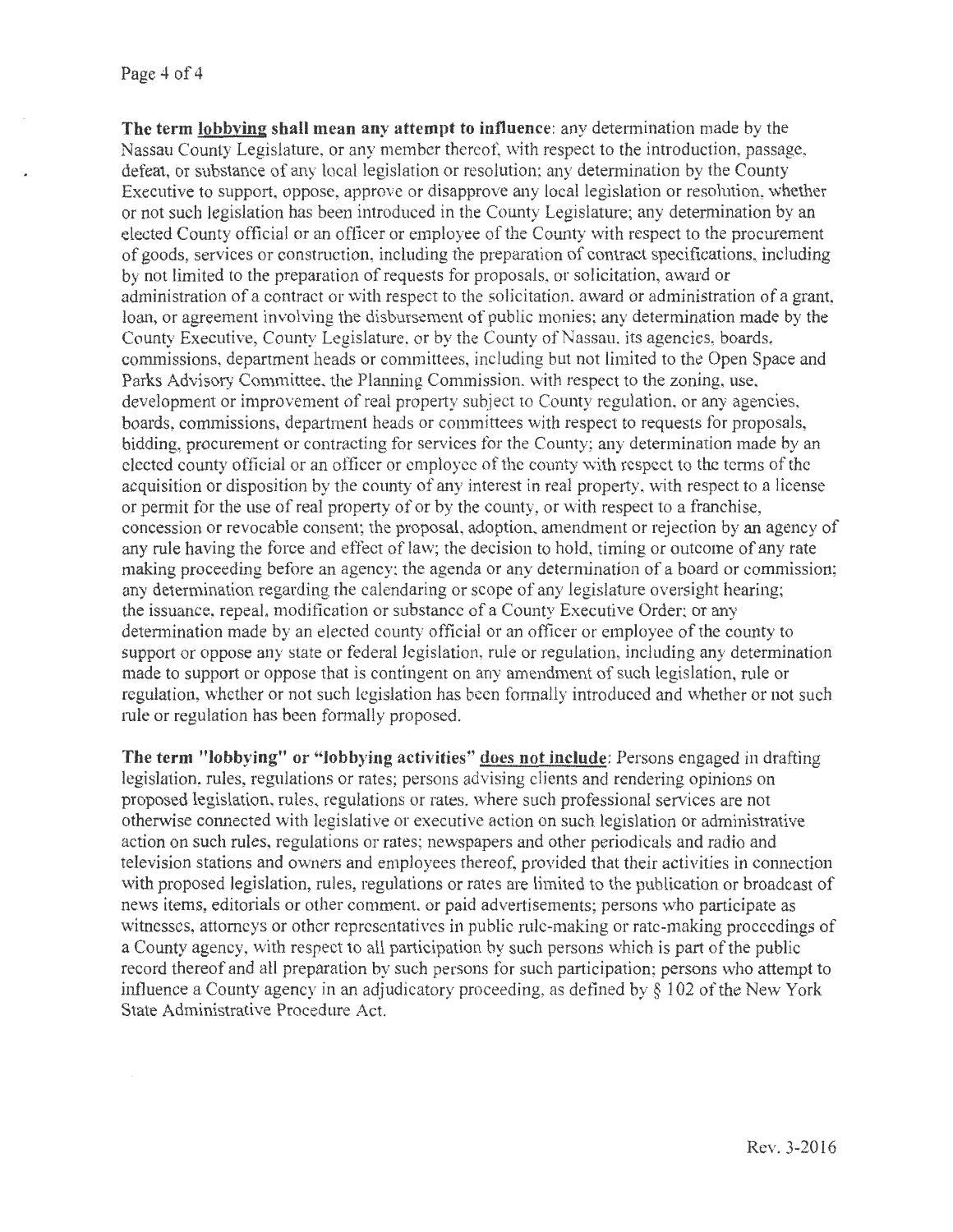**The term lobbying shall mean any attempt to influence**: any determination made by the Nassau County Legislature, or any member thereof, with respect to the introduction, passage, defeat, or substance of any local legislation or resolution; any determination by the County Executive to support, oppose, approve or disapprove any local legislation or resolution, whether or not such legislation has been introduced in the County Legislature; any determination by an elected County official or an officer or employee of the County with respect to the procurement of goods, services or construction, including the preparation of contract specifications, including by not limited to the preparation of requests for proposals, or solicitation, award or administration of a contract or with respect to the solicitation, award or administration of a grant, loan, or agreement involving the disbursement of public monies; any determination made by the County Executive, County Legislature, or by the County of Nassau, its agencies, boards, commissions, department heads or committees, including but not limited to the Open Space and Parks Advisory Committee, the Planning Commission, with respect to the zoning, use, development or improvement of real property subject to County regulation, or any agencies, boards, commissions, department heads or committees with respect to requests for proposals, bidding, procurement or contracting for services for the County; any determination made by an elected county official or an officer or employee of the county with respect to the terms of the acquisition or disposition by the county of any interest in real property, with respect to a license or permit for the use of real property of or by the county, or with respect to a franchise, concession or revocable consent; the proposal, adoption, amendment or rejection by an agency of any rule having the force and effect of law; the decision to hold, timing or outcome of any rate making proceeding before an agency; the agenda or any determination of a board or commission; any determination regarding the calendaring or scope of any legislature oversight hearing; the issuance, repeal, modification or substance of a County Executive Order; or any determination made by an elected county official or an officer or employee of the county to support or oppose any state or federal legislation, rule or regulation, including any determination made to support or oppose that is contingent on any amendment of such legislation, rule or regulation, whether or not such legislation has been formally introduced and whether or not such rule or regulation has been formally proposed.

**The term "lobbying" or "lobbying activities" does not include**: Persons engaged in drafting legislation, rules, regulations or rates; persons advising clients and rendering opinions on proposed legislation, rules, regulations or rates, where such professional services are not otherwise connected with legislative or executive action on such legislation or administrative action on such rules, regulations or rates; newspapers and other periodicals and radio and television stations and owners and employees thereof, provided that their activities in connection with proposed legislation, rules, regulations or rates are limited to the publication or broadcast of news items, editorials or other comment, or paid advertisements; persons who participate as witnesses, attorneys or other representatives in public rule-making or rate-making proceedings of a County agency, with respect to all participation by such persons which is part of the public record thereof and all preparation by such persons for such participation; persons who attempt to influence a County agency in an adjudicatory proceeding, as defined by § 102 of the New York State Administrative Procedure Act.

Rev. 3-2016